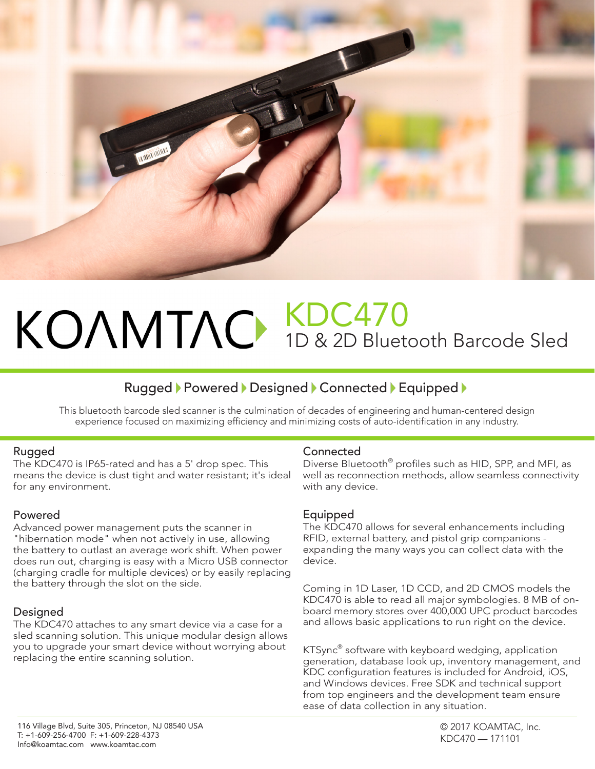# KOAMTAC KDC470

## 1D & 2D Bluetooth Barcode Sled

Rugged ▶ Powered ▶ Designed ▶ Connected ▶ Equipped ▶

This bluetooth barcode sled scanner is the culmination of decades of engineering and human-centered design experience focused on maximizing efficiency and minimizing costs of auto-identification in any industry.

### Rugged

The KDC470 is IP65-rated and has a 5' drop spec. This means the device is dust tight and water resistant; it's ideal for any environment.

### Powered

Advanced power management puts the scanner in "hibernation mode" when not actively in use, allowing the battery to outlast an average work shift. When power does run out, charging is easy with a Micro USB connector (charging cradle for multiple devices) or by easily replacing the battery through the slot on the side.

### Designed

The KDC470 attaches to any smart device via a case for a sled scanning solution. This unique modular design allows you to upgrade your smart device without worrying about replacing the entire scanning solution.

### Connected

Diverse Bluetooth® profiles such as HID, SPP, and MFI, as well as reconnection methods, allow seamless connectivity with any device.

### Equipped

The KDC470 allows for several enhancements including RFID, external battery, and pistol grip companions - expanding the many ways you can collect data with the device.

Coming in 1D Laser, 1D CCD, and 2D CMOS models the KDC470 is able to read all major symbologies. 8 MB of on-board memory stores over 400,000 UPC product barcodes and allows basic applications to run right on the device.

KTSync® software with keyboard wedging, application generation, database look up, inventory management, and KDC configuration features is included for Android, iOS, and Windows devices. Free SDK and technical support from top engineers and the development team ensure ease of data collection in any situation.

116 Village Blvd, Suite 305, Princeton, NJ 08540 USA
T: +1-609-256-4700 F: +1-609-228-4373
Info@koamtac.com www.koamtac.com

© 2017 KOAMTAC, Inc.
KDC470 — 171101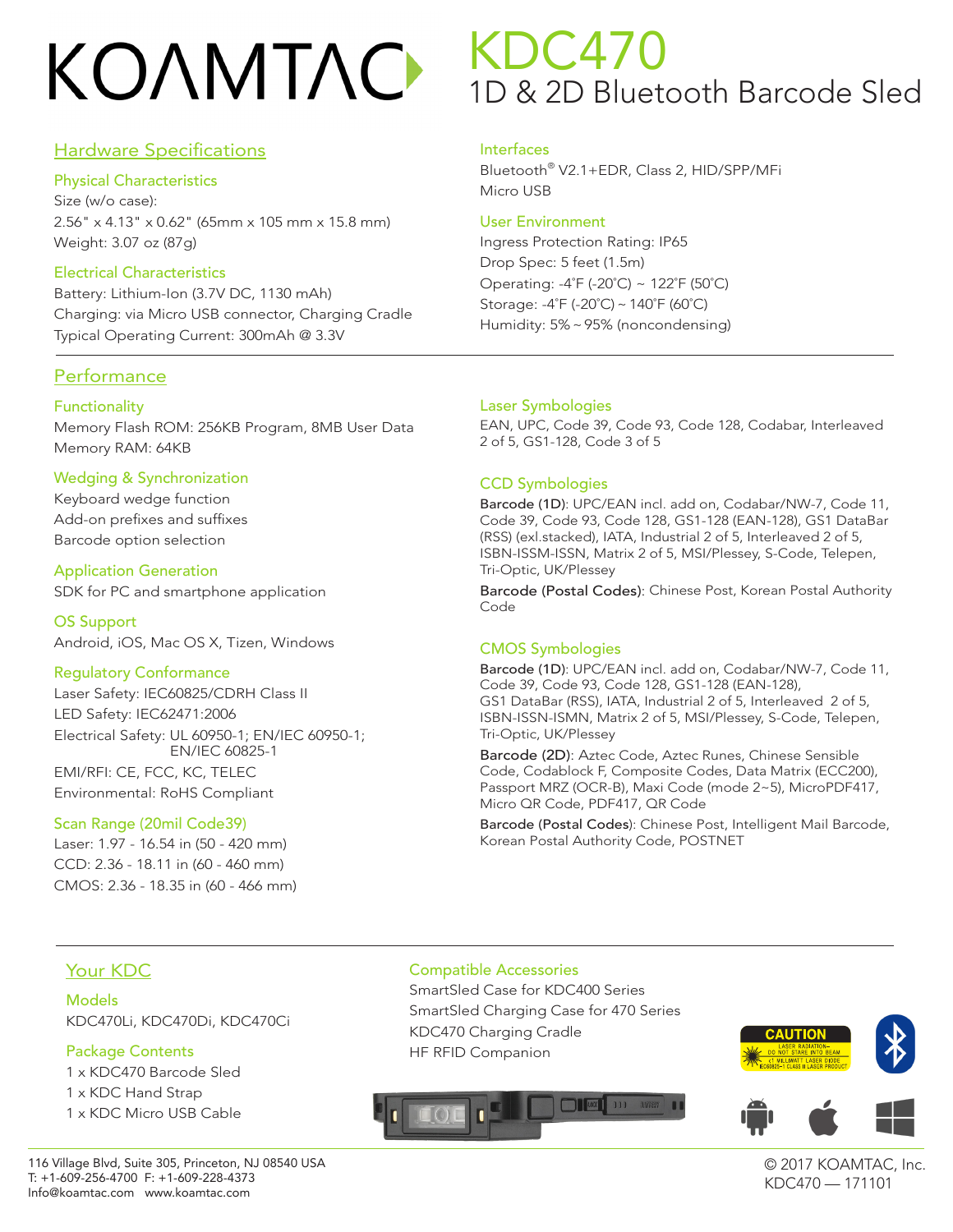# KOAMTAC

# KDC470

## 1D & 2D Bluetooth Barcode Sled

## Hardware Specifications

### Physical Characteristics

Size (w/o case):
2.56" x 4.13" x 0.62" (65mm x 105 mm x 15.8 mm)
Weight: 3.07 oz (87g)

### Electrical Characteristics

Battery: Lithium-Ion (3.7V DC, 1130 mAh)
Charging: via Micro USB connector, Charging Cradle
Typical Operating Current: 300mAh @ 3.3V

### Interfaces

Bluetooth® V2.1+EDR, Class 2, HID/SPP/MFi
Micro USB

### User Environment

Ingress Protection Rating: IP65
Drop Spec: 5 feet (1.5m)
Operating: -4˚F (-20˚C) ~ 122˚F (50˚C)
Storage: -4˚F (-20˚C) ~ 140˚F (60˚C)
Humidity: 5% ~ 95% (noncondensing)

## Performance

### Functionality

Memory Flash ROM: 256KB Program, 8MB User Data
Memory RAM: 64KB

### Wedging & Synchronization

Keyboard wedge function
Add-on prefixes and suffixes
Barcode option selection

### Application Generation

SDK for PC and smartphone application

### OS Support

Android, iOS, Mac OS X, Tizen, Windows

### Regulatory Conformance

Laser Safety: IEC60825/CDRH Class II
LED Safety: IEC62471:2006
Electrical Safety: UL 60950-1; EN/IEC 60950-1; EN/IEC 60825-1
EMI/RFI: CE, FCC, KC, TELEC
Environmental: RoHS Compliant

### Scan Range (20mil Code39)

Laser: 1.97 - 16.54 in (50 - 420 mm)
CCD: 2.36 - 18.11 in (60 - 460 mm)
CMOS: 2.36 - 18.35 in (60 - 466 mm)

### Laser Symbologies

EAN, UPC, Code 39, Code 93, Code 128, Codabar, Interleaved 2 of 5, GS1-128, Code 3 of 5

### CCD Symbologies

**Barcode (1D)**: UPC/EAN incl. add on, Codabar/NW-7, Code 11, Code 39, Code 93, Code 128, GS1-128 (EAN-128), GS1 DataBar (RSS) (exl.stacked), IATA, Industrial 2 of 5, Interleaved 2 of 5, ISBN-ISSM-ISSN, Matrix 2 of 5, MSI/Plessey, S-Code, Telepen, Tri-Optic, UK/Plessey

**Barcode (Postal Codes)**: Chinese Post, Korean Postal Authority Code

### CMOS Symbologies

**Barcode (1D)**: UPC/EAN incl. add on, Codabar/NW-7, Code 11, Code 39, Code 93, Code 128, GS1-128 (EAN-128), GS1 DataBar (RSS), IATA, Industrial 2 of 5, Interleaved 2 of 5, ISBN-ISSN-ISMN, Matrix 2 of 5, MSI/Plessey, S-Code, Telepen, Tri-Optic, UK/Plessey

**Barcode (2D)**: Aztec Code, Aztec Runes, Chinese Sensible Code, Codablock F, Composite Codes, Data Matrix (ECC200), Passport MRZ (OCR-B), Maxi Code (mode 2~5), MicroPDF417, Micro QR Code, PDF417, QR Code

**Barcode (Postal Codes)**: Chinese Post, Intelligent Mail Barcode, Korean Postal Authority Code, POSTNET

## Your KDC

### Models

KDC470Li, KDC470Di, KDC470Ci

### Package Contents

1 x KDC470 Barcode Sled
1 x KDC Hand Strap
1 x KDC Micro USB Cable

### Compatible Accessories

SmartSled Case for KDC400 Series
SmartSled Charging Case for 470 Series
KDC470 Charging Cradle
HF RFID Companion

116 Village Blvd, Suite 305, Princeton, NJ 08540 USA
T: +1-609-256-4700 F: +1-609-228-4373
Info@koamtac.com www.koamtac.com

© 2017 KOAMTAC, Inc.
KDC470 — 171101